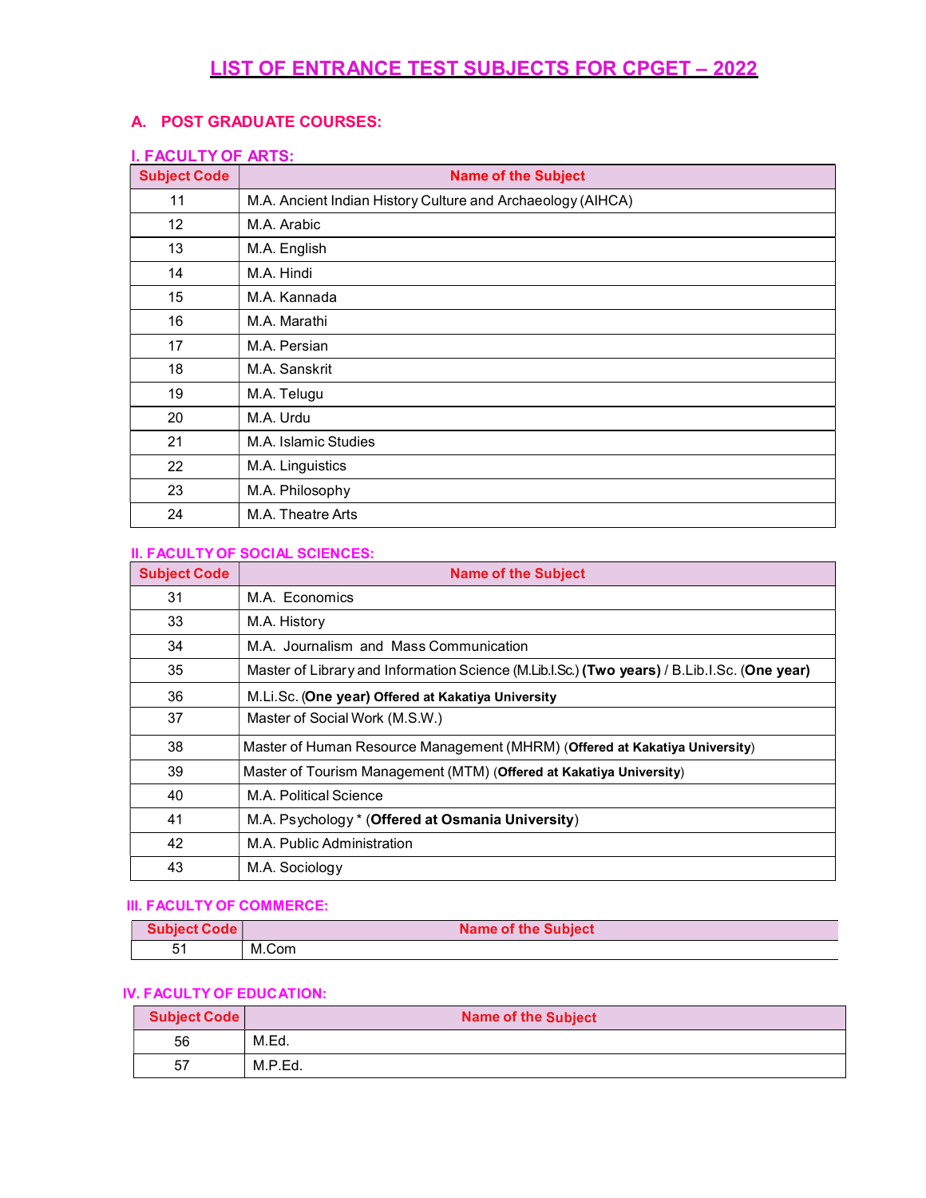# LIST OF ENTRANCE TEST SUBJECTS FOR CPGET – 2022

## A. POST GRADUATE COURSES:

### I. FACULTY OF ARTS:

| Subject Code | Name of the Subject |
|---|---|
| 11 | M.A. Ancient Indian History Culture and Archaeology (AIHCA) |
| 12 | M.A. Arabic |
| 13 | M.A. English |
| 14 | M.A. Hindi |
| 15 | M.A. Kannada |
| 16 | M.A. Marathi |
| 17 | M.A. Persian |
| 18 | M.A. Sanskrit |
| 19 | M.A. Telugu |
| 20 | M.A. Urdu |
| 21 | M.A. Islamic Studies |
| 22 | M.A. Linguistics |
| 23 | M.A. Philosophy |
| 24 | M.A. Theatre Arts |

### II. FACULTY OF SOCIAL SCIENCES:

| Subject Code | Name of the Subject |
|---|---|
| 31 | M.A. Economics |
| 33 | M.A. History |
| 34 | M.A. Journalism and Mass Communication |
| 35 | Master of Library and Information Science (M.Lib.I.Sc.) **(Two years)** / B.Lib.I.Sc. (**One year)** |
| 36 | M.Li.Sc. (**One year) Offered at Kakatiya University** |
| 37 | Master of Social Work (M.S.W.) |
| 38 | Master of Human Resource Management (MHRM) (**Offered at Kakatiya University**) |
| 39 | Master of Tourism Management (MTM) (**Offered at Kakatiya University**) |
| 40 | M.A. Political Science |
| 41 | M.A. Psychology * (**Offered at Osmania University**) |
| 42 | M.A. Public Administration |
| 43 | M.A. Sociology |

### III. FACULTY OF COMMERCE:

| Subject Code | Name of the Subject |
|---|---|
| 51 | M.Com |

### IV. FACULTY OF EDUCATION:

| Subject Code | Name of the Subject |
|---|---|
| 56 | M.Ed. |
| 57 | M.P.Ed. |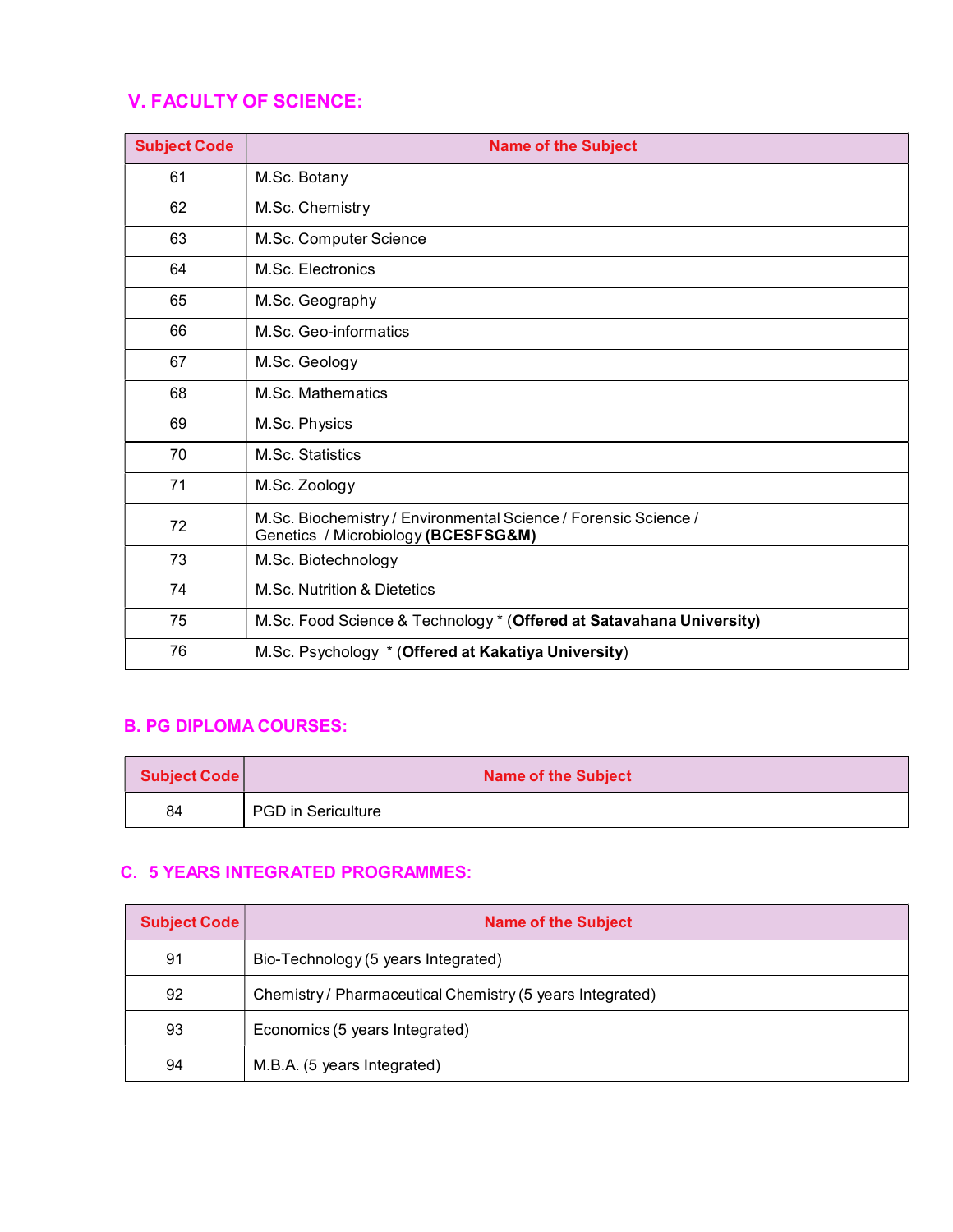## V. FACULTY OF SCIENCE:

| Subject Code | Name of the Subject |
|---|---|
| 61 | M.Sc. Botany |
| 62 | M.Sc. Chemistry |
| 63 | M.Sc. Computer Science |
| 64 | M.Sc. Electronics |
| 65 | M.Sc. Geography |
| 66 | M.Sc. Geo-informatics |
| 67 | M.Sc. Geology |
| 68 | M.Sc. Mathematics |
| 69 | M.Sc. Physics |
| 70 | M.Sc. Statistics |
| 71 | M.Sc. Zoology |
| 72 | M.Sc. Biochemistry / Environmental Science / Forensic Science / Genetics / Microbiology **(BCESFSG&M)** |
| 73 | M.Sc. Biotechnology |
| 74 | M.Sc. Nutrition & Dietetics |
| 75 | M.Sc. Food Science & Technology * (**Offered at Satavahana University)** |
| 76 | M.Sc. Psychology * (**Offered at Kakatiya University**) |

## B. PG DIPLOMA COURSES:

| Subject Code | Name of the Subject |
|---|---|
| 84 | PGD in Sericulture |

## C. 5 YEARS INTEGRATED PROGRAMMES:

| Subject Code | Name of the Subject |
|---|---|
| 91 | Bio-Technology (5 years Integrated) |
| 92 | Chemistry / Pharmaceutical Chemistry (5 years Integrated) |
| 93 | Economics (5 years Integrated) |
| 94 | M.B.A. (5 years Integrated) |